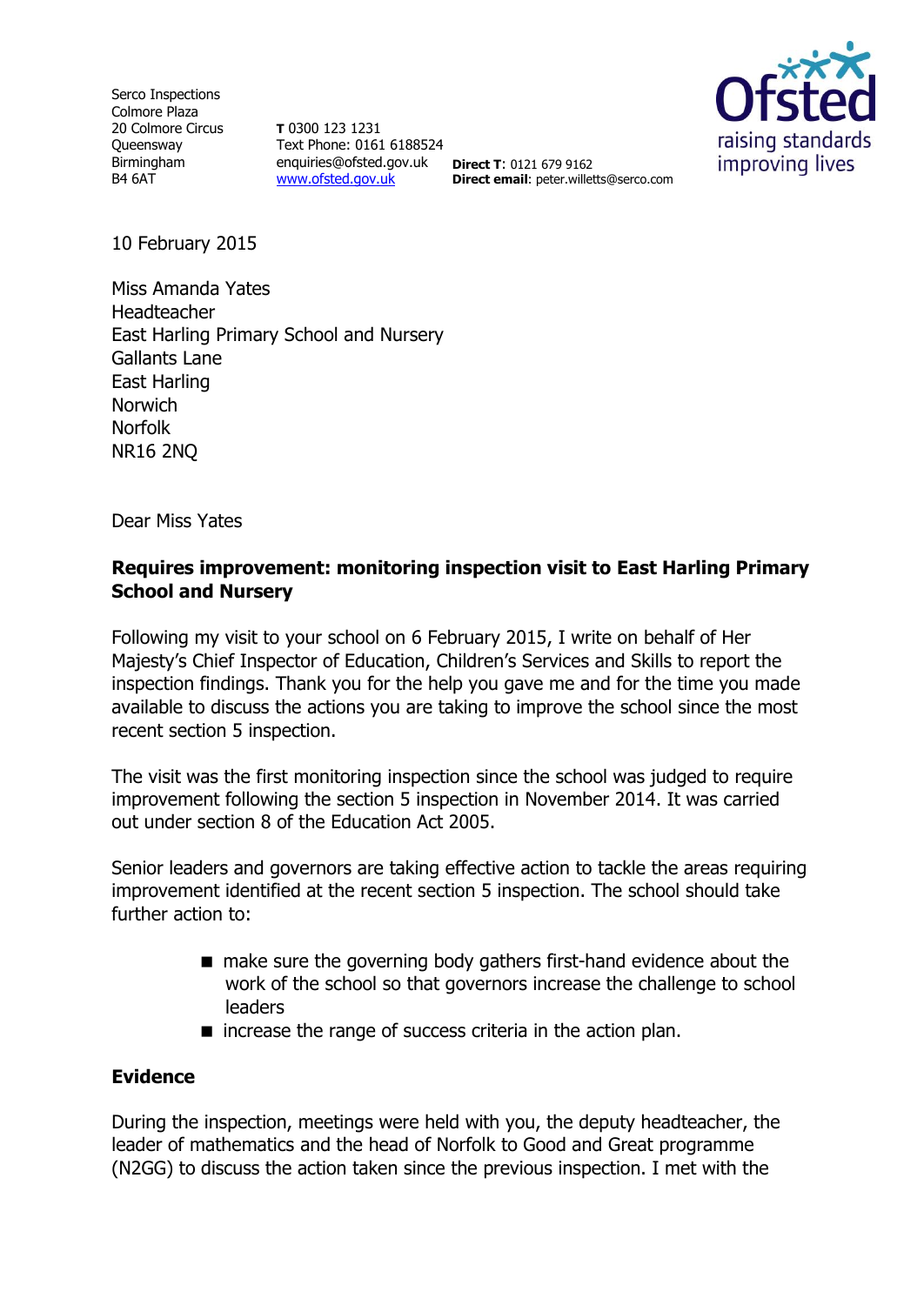Serco Inspections
Colmore Plaza
20 Colmore Circus
Queensway
Birmingham
B4 6AT

**T** 0300 123 1231
Text Phone: 0161 6188524
enquiries@ofsted.gov.uk
www.ofsted.gov.uk

**Direct T**: 0121 679 9162
**Direct email**: peter.willetts@serco.com

Ofsted
raising standards
improving lives

10 February 2015

Miss Amanda Yates
Headteacher
East Harling Primary School and Nursery
Gallants Lane
East Harling
Norwich
Norfolk
NR16 2NQ

Dear Miss Yates

**Requires improvement: monitoring inspection visit to East Harling Primary School and Nursery**

Following my visit to your school on 6 February 2015, I write on behalf of Her Majesty's Chief Inspector of Education, Children's Services and Skills to report the inspection findings. Thank you for the help you gave me and for the time you made available to discuss the actions you are taking to improve the school since the most recent section 5 inspection.

The visit was the first monitoring inspection since the school was judged to require improvement following the section 5 inspection in November 2014. It was carried out under section 8 of the Education Act 2005.

Senior leaders and governors are taking effective action to tackle the areas requiring improvement identified at the recent section 5 inspection. The school should take further action to:

- make sure the governing body gathers first-hand evidence about the work of the school so that governors increase the challenge to school leaders
- increase the range of success criteria in the action plan.

## Evidence

During the inspection, meetings were held with you, the deputy headteacher, the leader of mathematics and the head of Norfolk to Good and Great programme (N2GG) to discuss the action taken since the previous inspection. I met with the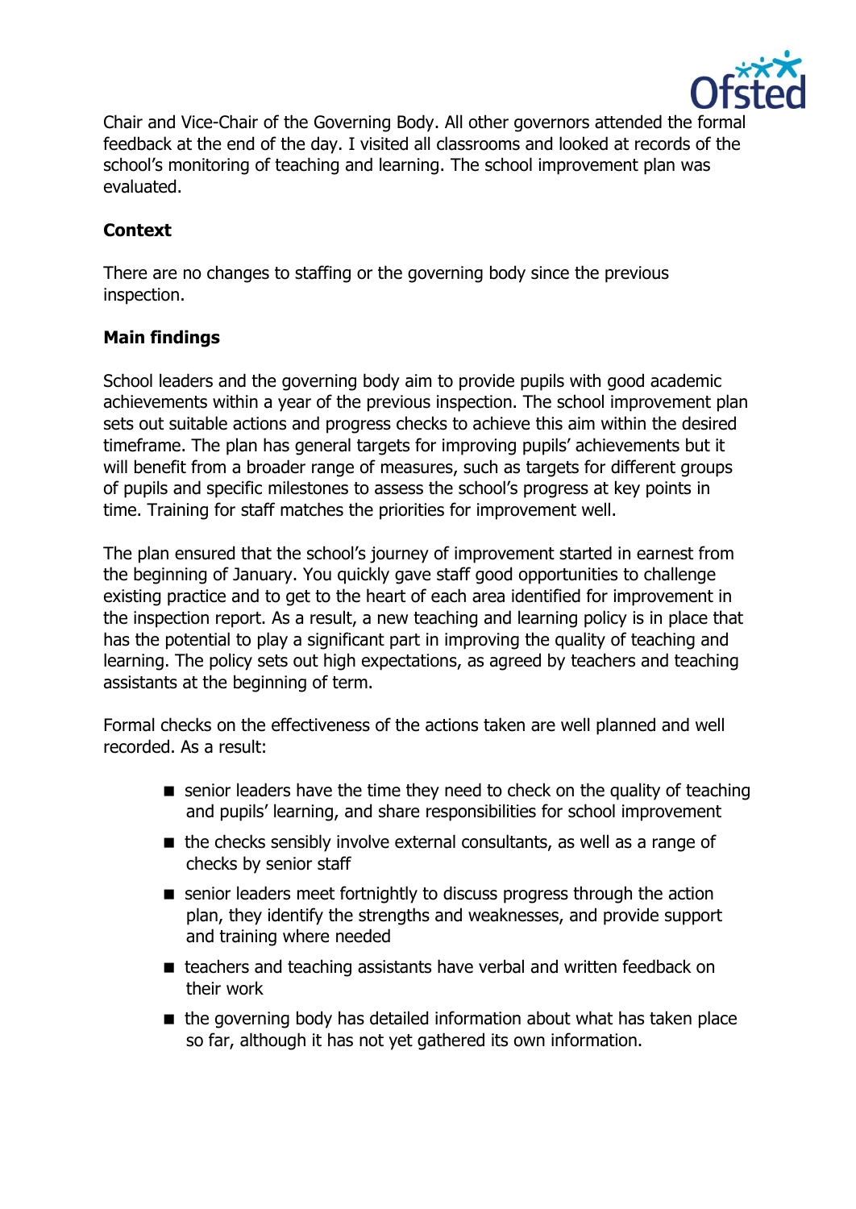Chair and Vice-Chair of the Governing Body. All other governors attended the formal feedback at the end of the day. I visited all classrooms and looked at records of the school's monitoring of teaching and learning. The school improvement plan was evaluated.

**Context**

There are no changes to staffing or the governing body since the previous inspection.

**Main findings**

School leaders and the governing body aim to provide pupils with good academic achievements within a year of the previous inspection. The school improvement plan sets out suitable actions and progress checks to achieve this aim within the desired timeframe. The plan has general targets for improving pupils' achievements but it will benefit from a broader range of measures, such as targets for different groups of pupils and specific milestones to assess the school's progress at key points in time. Training for staff matches the priorities for improvement well.

The plan ensured that the school's journey of improvement started in earnest from the beginning of January. You quickly gave staff good opportunities to challenge existing practice and to get to the heart of each area identified for improvement in the inspection report. As a result, a new teaching and learning policy is in place that has the potential to play a significant part in improving the quality of teaching and learning. The policy sets out high expectations, as agreed by teachers and teaching assistants at the beginning of term.

Formal checks on the effectiveness of the actions taken are well planned and well recorded. As a result:

- senior leaders have the time they need to check on the quality of teaching and pupils' learning, and share responsibilities for school improvement
- the checks sensibly involve external consultants, as well as a range of checks by senior staff
- senior leaders meet fortnightly to discuss progress through the action plan, they identify the strengths and weaknesses, and provide support and training where needed
- teachers and teaching assistants have verbal and written feedback on their work
- the governing body has detailed information about what has taken place so far, although it has not yet gathered its own information.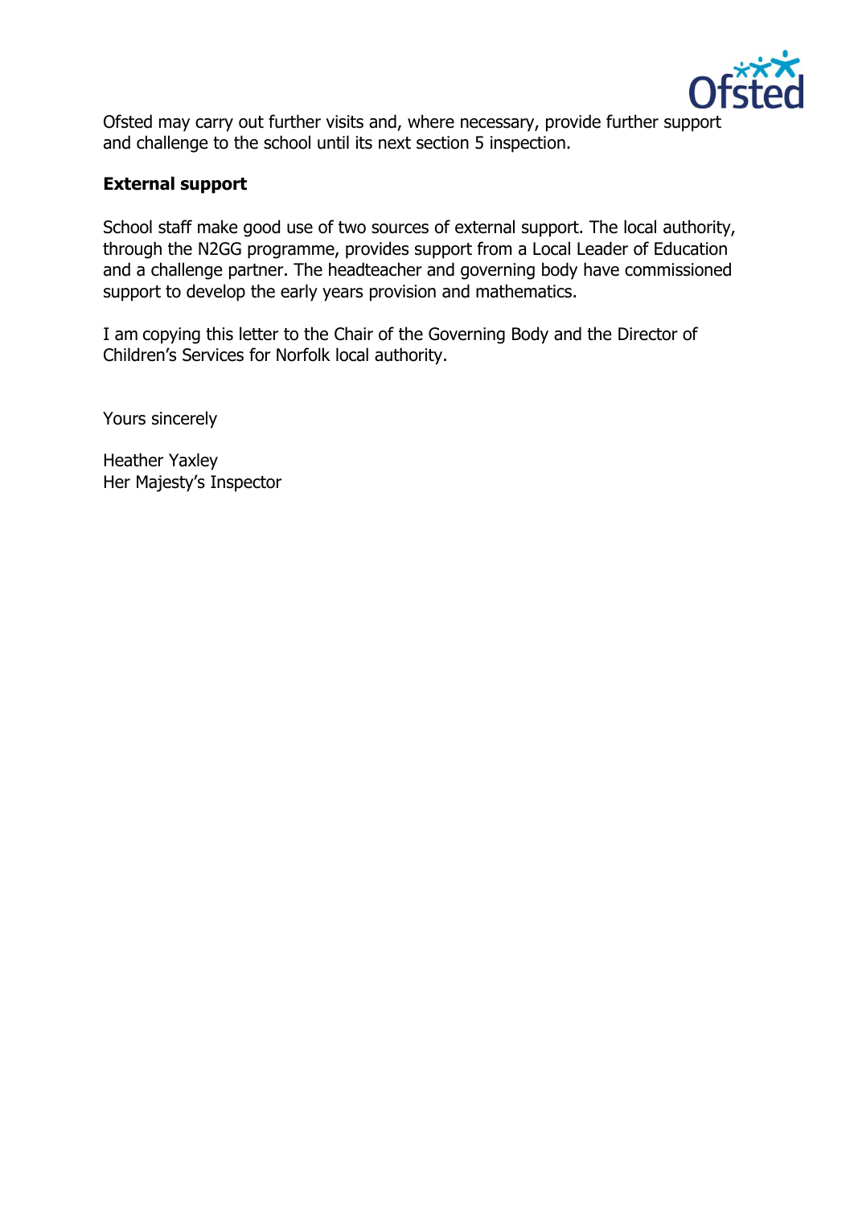Ofsted may carry out further visits and, where necessary, provide further support and challenge to the school until its next section 5 inspection.

**External support**

School staff make good use of two sources of external support. The local authority, through the N2GG programme, provides support from a Local Leader of Education and a challenge partner. The headteacher and governing body have commissioned support to develop the early years provision and mathematics.

I am copying this letter to the Chair of the Governing Body and the Director of Children's Services for Norfolk local authority.

Yours sincerely

Heather Yaxley
Her Majesty's Inspector